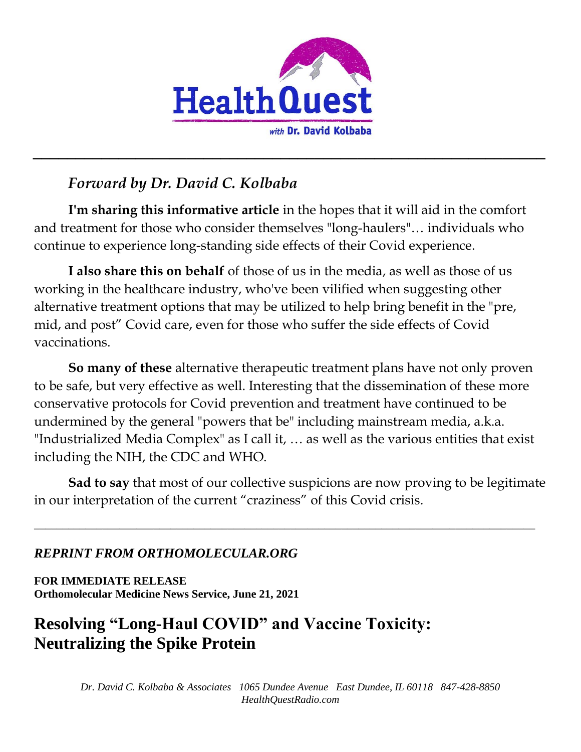HealthQuest

*with* **Dr. David Kolbaba**

---

## *Forward by Dr. David C. Kolbaba*

**I'm sharing this informative article** in the hopes that it will aid in the comfort and treatment for those who consider themselves "long-haulers"… individuals who continue to experience long-standing side effects of their Covid experience.

**I also share this on behalf** of those of us in the media, as well as those of us working in the healthcare industry, who've been vilified when suggesting other alternative treatment options that may be utilized to help bring benefit in the "pre, mid, and post" Covid care, even for those who suffer the side effects of Covid vaccinations.

**So many of these** alternative therapeutic treatment plans have not only proven to be safe, but very effective as well. Interesting that the dissemination of these more conservative protocols for Covid prevention and treatment have continued to be undermined by the general "powers that be" including mainstream media, a.k.a. "Industrialized Media Complex" as I call it, … as well as the various entities that exist including the NIH, the CDC and WHO.

**Sad to say** that most of our collective suspicions are now proving to be legitimate in our interpretation of the current "craziness" of this Covid crisis.

---

***REPRINT FROM ORTHOMOLECULAR.ORG***

**FOR IMMEDIATE RELEASE**
**Orthomolecular Medicine News Service, June 21, 2021**

# Resolving "Long-Haul COVID" and Vaccine Toxicity: Neutralizing the Spike Protein

*Dr. David C. Kolbaba & Associates 1065 Dundee Avenue East Dundee, IL 60118 847-428-8850*
*HealthQuestRadio.com*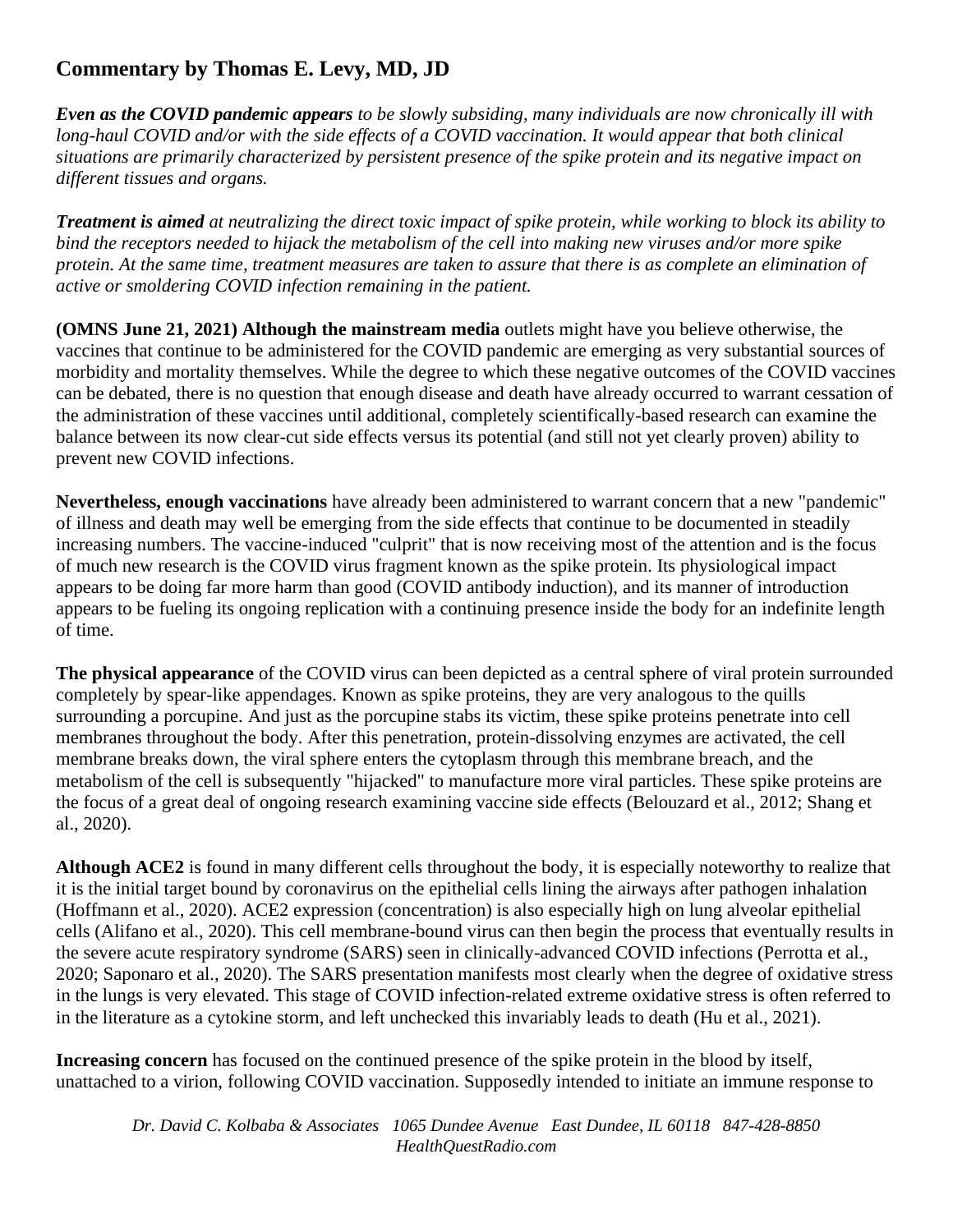## Commentary by Thomas E. Levy, MD, JD

***Even as the COVID pandemic appears*** *to be slowly subsiding, many individuals are now chronically ill with long-haul COVID and/or with the side effects of a COVID vaccination. It would appear that both clinical situations are primarily characterized by persistent presence of the spike protein and its negative impact on different tissues and organs.*

***Treatment is aimed*** *at neutralizing the direct toxic impact of spike protein, while working to block its ability to bind the receptors needed to hijack the metabolism of the cell into making new viruses and/or more spike protein. At the same time, treatment measures are taken to assure that there is as complete an elimination of active or smoldering COVID infection remaining in the patient.*

**(OMNS June 21, 2021) Although the mainstream media** outlets might have you believe otherwise, the vaccines that continue to be administered for the COVID pandemic are emerging as very substantial sources of morbidity and mortality themselves. While the degree to which these negative outcomes of the COVID vaccines can be debated, there is no question that enough disease and death have already occurred to warrant cessation of the administration of these vaccines until additional, completely scientifically-based research can examine the balance between its now clear-cut side effects versus its potential (and still not yet clearly proven) ability to prevent new COVID infections.

**Nevertheless, enough vaccinations** have already been administered to warrant concern that a new "pandemic" of illness and death may well be emerging from the side effects that continue to be documented in steadily increasing numbers. The vaccine-induced "culprit" that is now receiving most of the attention and is the focus of much new research is the COVID virus fragment known as the spike protein. Its physiological impact appears to be doing far more harm than good (COVID antibody induction), and its manner of introduction appears to be fueling its ongoing replication with a continuing presence inside the body for an indefinite length of time.

**The physical appearance** of the COVID virus can been depicted as a central sphere of viral protein surrounded completely by spear-like appendages. Known as spike proteins, they are very analogous to the quills surrounding a porcupine. And just as the porcupine stabs its victim, these spike proteins penetrate into cell membranes throughout the body. After this penetration, protein-dissolving enzymes are activated, the cell membrane breaks down, the viral sphere enters the cytoplasm through this membrane breach, and the metabolism of the cell is subsequently "hijacked" to manufacture more viral particles. These spike proteins are the focus of a great deal of ongoing research examining vaccine side effects (Belouzard et al., 2012; Shang et al., 2020).

**Although ACE2** is found in many different cells throughout the body, it is especially noteworthy to realize that it is the initial target bound by coronavirus on the epithelial cells lining the airways after pathogen inhalation (Hoffmann et al., 2020). ACE2 expression (concentration) is also especially high on lung alveolar epithelial cells (Alifano et al., 2020). This cell membrane-bound virus can then begin the process that eventually results in the severe acute respiratory syndrome (SARS) seen in clinically-advanced COVID infections (Perrotta et al., 2020; Saponaro et al., 2020). The SARS presentation manifests most clearly when the degree of oxidative stress in the lungs is very elevated. This stage of COVID infection-related extreme oxidative stress is often referred to in the literature as a cytokine storm, and left unchecked this invariably leads to death (Hu et al., 2021).

**Increasing concern** has focused on the continued presence of the spike protein in the blood by itself, unattached to a virion, following COVID vaccination. Supposedly intended to initiate an immune response to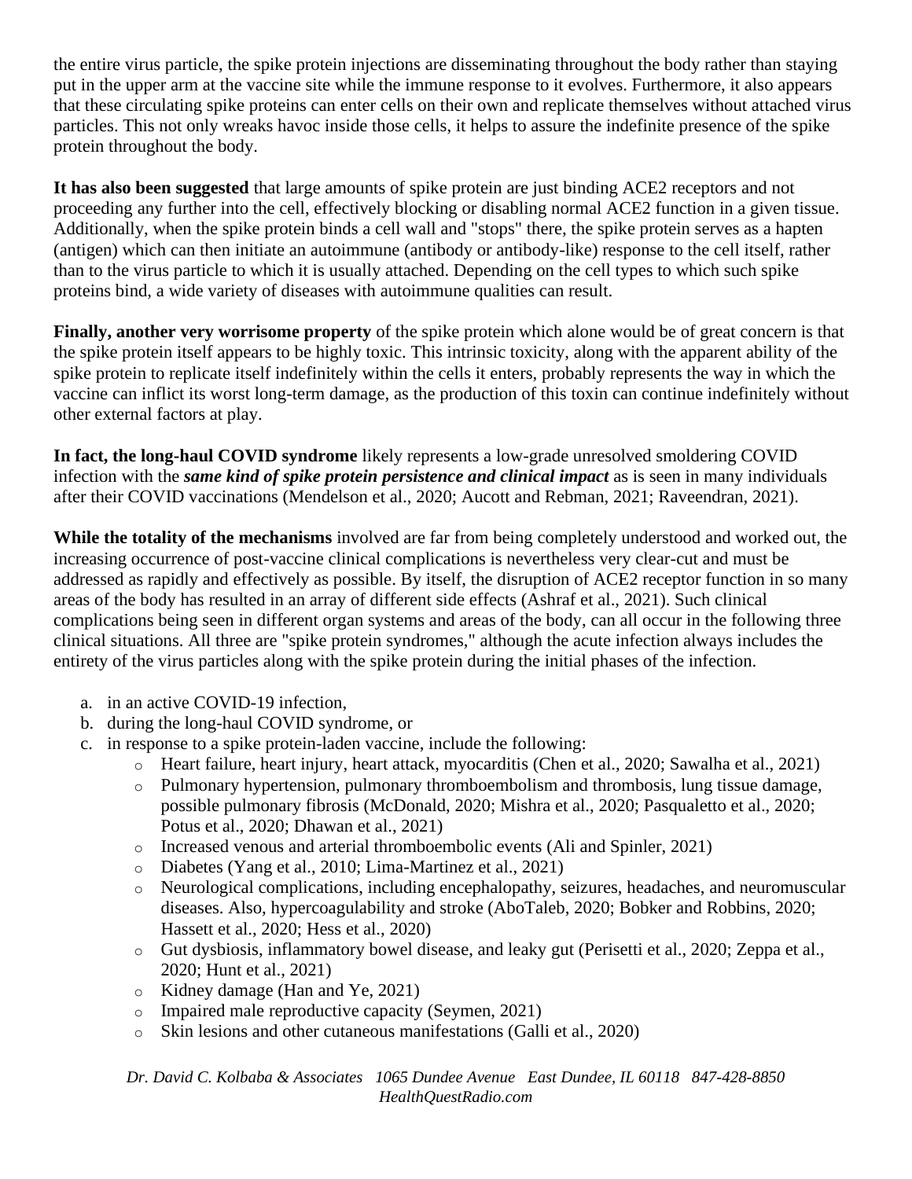the entire virus particle, the spike protein injections are disseminating throughout the body rather than staying put in the upper arm at the vaccine site while the immune response to it evolves. Furthermore, it also appears that these circulating spike proteins can enter cells on their own and replicate themselves without attached virus particles. This not only wreaks havoc inside those cells, it helps to assure the indefinite presence of the spike protein throughout the body.

**It has also been suggested** that large amounts of spike protein are just binding ACE2 receptors and not proceeding any further into the cell, effectively blocking or disabling normal ACE2 function in a given tissue. Additionally, when the spike protein binds a cell wall and "stops" there, the spike protein serves as a hapten (antigen) which can then initiate an autoimmune (antibody or antibody-like) response to the cell itself, rather than to the virus particle to which it is usually attached. Depending on the cell types to which such spike proteins bind, a wide variety of diseases with autoimmune qualities can result.

**Finally, another very worrisome property** of the spike protein which alone would be of great concern is that the spike protein itself appears to be highly toxic. This intrinsic toxicity, along with the apparent ability of the spike protein to replicate itself indefinitely within the cells it enters, probably represents the way in which the vaccine can inflict its worst long-term damage, as the production of this toxin can continue indefinitely without other external factors at play.

**In fact, the long-haul COVID syndrome** likely represents a low-grade unresolved smoldering COVID infection with the ***same kind of spike protein persistence and clinical impact*** as is seen in many individuals after their COVID vaccinations (Mendelson et al., 2020; Aucott and Rebman, 2021; Raveendran, 2021).

**While the totality of the mechanisms** involved are far from being completely understood and worked out, the increasing occurrence of post-vaccine clinical complications is nevertheless very clear-cut and must be addressed as rapidly and effectively as possible. By itself, the disruption of ACE2 receptor function in so many areas of the body has resulted in an array of different side effects (Ashraf et al., 2021). Such clinical complications being seen in different organ systems and areas of the body, can all occur in the following three clinical situations. All three are "spike protein syndromes," although the acute infection always includes the entirety of the virus particles along with the spike protein during the initial phases of the infection.

a. in an active COVID-19 infection,
b. during the long-haul COVID syndrome, or
c. in response to a spike protein-laden vaccine, include the following:
    - Heart failure, heart injury, heart attack, myocarditis (Chen et al., 2020; Sawalha et al., 2021)
    - Pulmonary hypertension, pulmonary thromboembolism and thrombosis, lung tissue damage, possible pulmonary fibrosis (McDonald, 2020; Mishra et al., 2020; Pasqualetto et al., 2020; Potus et al., 2020; Dhawan et al., 2021)
    - Increased venous and arterial thromboembolic events (Ali and Spinler, 2021)
    - Diabetes (Yang et al., 2010; Lima-Martinez et al., 2021)
    - Neurological complications, including encephalopathy, seizures, headaches, and neuromuscular diseases. Also, hypercoagulability and stroke (AboTaleb, 2020; Bobker and Robbins, 2020; Hassett et al., 2020; Hess et al., 2020)
    - Gut dysbiosis, inflammatory bowel disease, and leaky gut (Perisetti et al., 2020; Zeppa et al., 2020; Hunt et al., 2021)
    - Kidney damage (Han and Ye, 2021)
    - Impaired male reproductive capacity (Seymen, 2021)
    - Skin lesions and other cutaneous manifestations (Galli et al., 2020)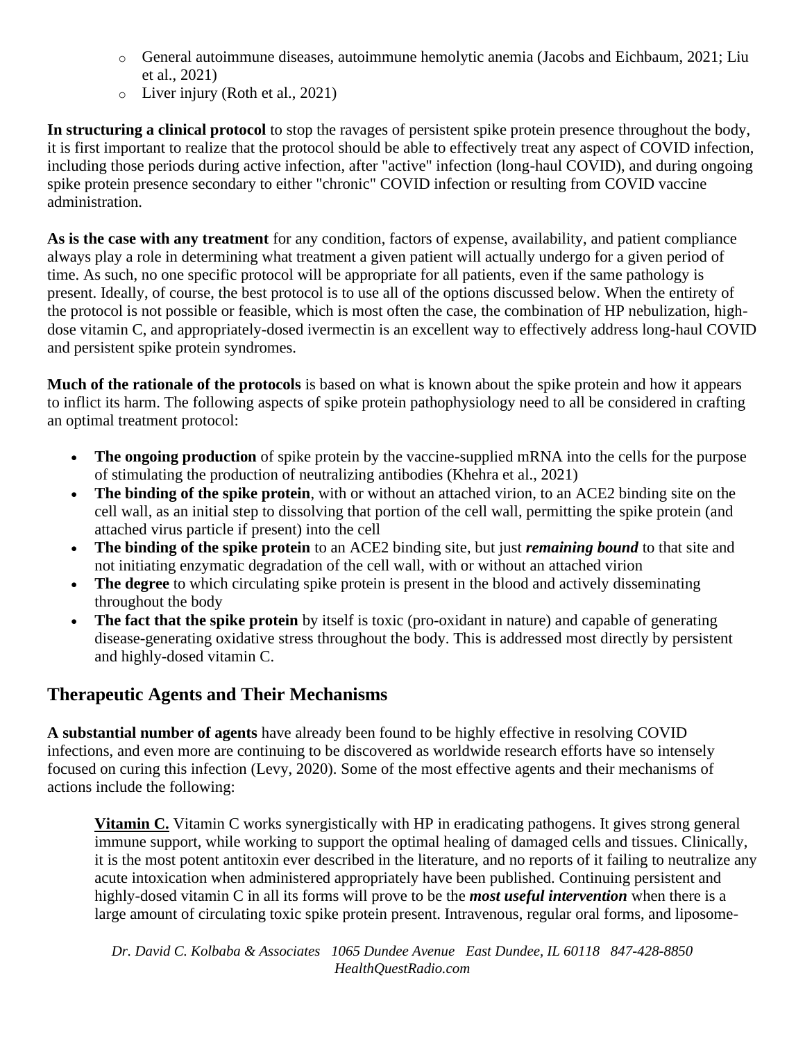- General autoimmune diseases, autoimmune hemolytic anemia (Jacobs and Eichbaum, 2021; Liu et al., 2021)
- Liver injury (Roth et al., 2021)

**In structuring a clinical protocol** to stop the ravages of persistent spike protein presence throughout the body, it is first important to realize that the protocol should be able to effectively treat any aspect of COVID infection, including those periods during active infection, after "active" infection (long-haul COVID), and during ongoing spike protein presence secondary to either "chronic" COVID infection or resulting from COVID vaccine administration.

**As is the case with any treatment** for any condition, factors of expense, availability, and patient compliance always play a role in determining what treatment a given patient will actually undergo for a given period of time. As such, no one specific protocol will be appropriate for all patients, even if the same pathology is present. Ideally, of course, the best protocol is to use all of the options discussed below. When the entirety of the protocol is not possible or feasible, which is most often the case, the combination of HP nebulization, high-dose vitamin C, and appropriately-dosed ivermectin is an excellent way to effectively address long-haul COVID and persistent spike protein syndromes.

**Much of the rationale of the protocols** is based on what is known about the spike protein and how it appears to inflict its harm. The following aspects of spike protein pathophysiology need to all be considered in crafting an optimal treatment protocol:

- **The ongoing production** of spike protein by the vaccine-supplied mRNA into the cells for the purpose of stimulating the production of neutralizing antibodies (Khehra et al., 2021)
- **The binding of the spike protein**, with or without an attached virion, to an ACE2 binding site on the cell wall, as an initial step to dissolving that portion of the cell wall, permitting the spike protein (and attached virus particle if present) into the cell
- **The binding of the spike protein** to an ACE2 binding site, but just ***remaining bound*** to that site and not initiating enzymatic degradation of the cell wall, with or without an attached virion
- **The degree** to which circulating spike protein is present in the blood and actively disseminating throughout the body
- **The fact that the spike protein** by itself is toxic (pro-oxidant in nature) and capable of generating disease-generating oxidative stress throughout the body. This is addressed most directly by persistent and highly-dosed vitamin C.

## Therapeutic Agents and Their Mechanisms

**A substantial number of agents** have already been found to be highly effective in resolving COVID infections, and even more are continuing to be discovered as worldwide research efforts have so intensely focused on curing this infection (Levy, 2020). Some of the most effective agents and their mechanisms of actions include the following:

**Vitamin C.** Vitamin C works synergistically with HP in eradicating pathogens. It gives strong general immune support, while working to support the optimal healing of damaged cells and tissues. Clinically, it is the most potent antitoxin ever described in the literature, and no reports of it failing to neutralize any acute intoxication when administered appropriately have been published. Continuing persistent and highly-dosed vitamin C in all its forms will prove to be the ***most useful intervention*** when there is a large amount of circulating toxic spike protein present. Intravenous, regular oral forms, and liposome-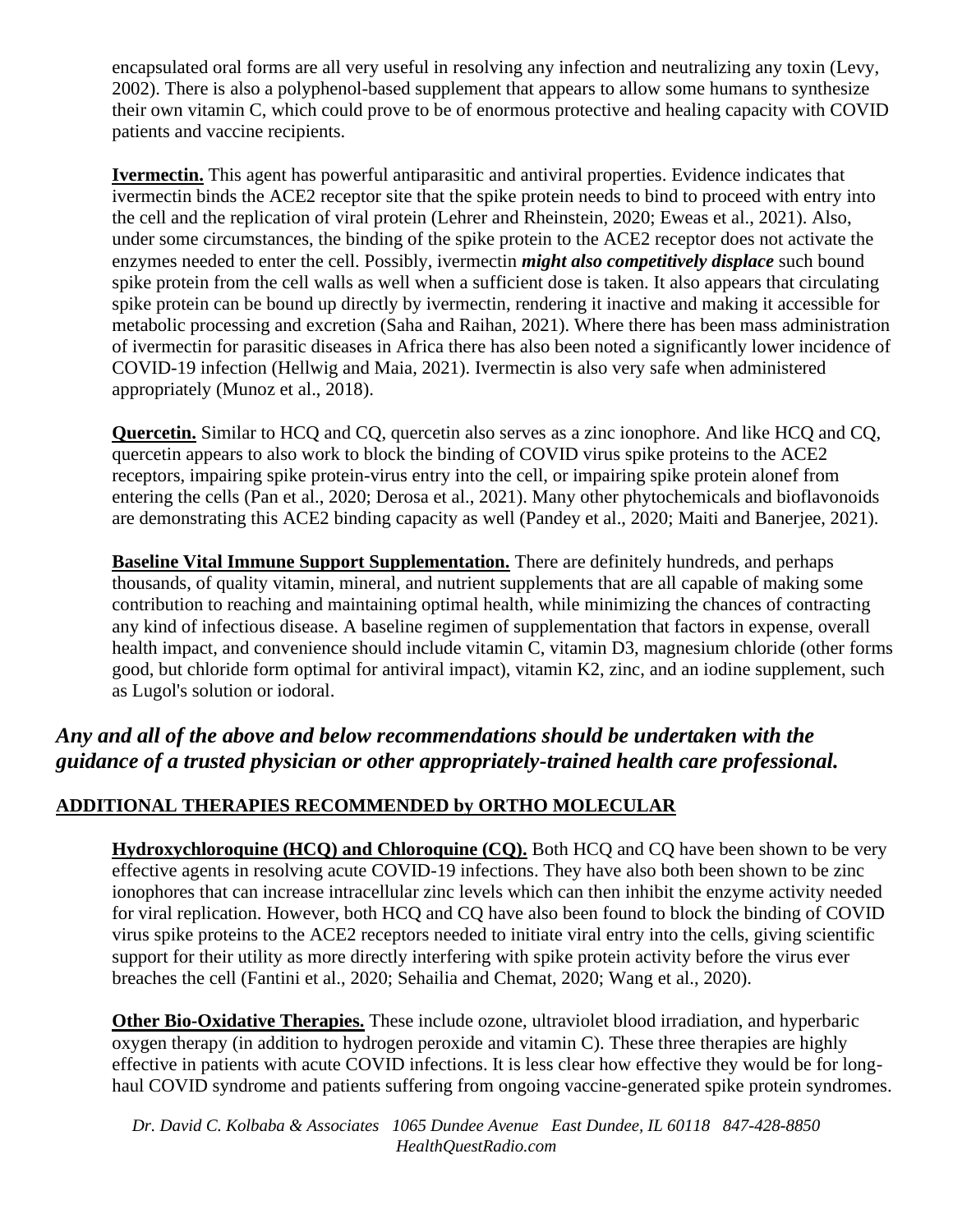encapsulated oral forms are all very useful in resolving any infection and neutralizing any toxin (Levy, 2002). There is also a polyphenol-based supplement that appears to allow some humans to synthesize their own vitamin C, which could prove to be of enormous protective and healing capacity with COVID patients and vaccine recipients.

**Ivermectin.** This agent has powerful antiparasitic and antiviral properties. Evidence indicates that ivermectin binds the ACE2 receptor site that the spike protein needs to bind to proceed with entry into the cell and the replication of viral protein (Lehrer and Rheinstein, 2020; Eweas et al., 2021). Also, under some circumstances, the binding of the spike protein to the ACE2 receptor does not activate the enzymes needed to enter the cell. Possibly, ivermectin ***might also competitively displace*** such bound spike protein from the cell walls as well when a sufficient dose is taken. It also appears that circulating spike protein can be bound up directly by ivermectin, rendering it inactive and making it accessible for metabolic processing and excretion (Saha and Raihan, 2021). Where there has been mass administration of ivermectin for parasitic diseases in Africa there has also been noted a significantly lower incidence of COVID-19 infection (Hellwig and Maia, 2021). Ivermectin is also very safe when administered appropriately (Munoz et al., 2018).

**Quercetin.** Similar to HCQ and CQ, quercetin also serves as a zinc ionophore. And like HCQ and CQ, quercetin appears to also work to block the binding of COVID virus spike proteins to the ACE2 receptors, impairing spike protein-virus entry into the cell, or impairing spike protein alonef from entering the cells (Pan et al., 2020; Derosa et al., 2021). Many other phytochemicals and bioflavonoids are demonstrating this ACE2 binding capacity as well (Pandey et al., 2020; Maiti and Banerjee, 2021).

**Baseline Vital Immune Support Supplementation.** There are definitely hundreds, and perhaps thousands, of quality vitamin, mineral, and nutrient supplements that are all capable of making some contribution to reaching and maintaining optimal health, while minimizing the chances of contracting any kind of infectious disease. A baseline regimen of supplementation that factors in expense, overall health impact, and convenience should include vitamin C, vitamin D3, magnesium chloride (other forms good, but chloride form optimal for antiviral impact), vitamin K2, zinc, and an iodine supplement, such as Lugol's solution or iodoral.

***Any and all of the above and below recommendations should be undertaken with the guidance of a trusted physician or other appropriately-trained health care professional.***

## ADDITIONAL THERAPIES RECOMMENDED by ORTHO MOLECULAR

**Hydroxychloroquine (HCQ) and Chloroquine (CQ).** Both HCQ and CQ have been shown to be very effective agents in resolving acute COVID-19 infections. They have also both been shown to be zinc ionophores that can increase intracellular zinc levels which can then inhibit the enzyme activity needed for viral replication. However, both HCQ and CQ have also been found to block the binding of COVID virus spike proteins to the ACE2 receptors needed to initiate viral entry into the cells, giving scientific support for their utility as more directly interfering with spike protein activity before the virus ever breaches the cell (Fantini et al., 2020; Sehailia and Chemat, 2020; Wang et al., 2020).

**Other Bio-Oxidative Therapies.** These include ozone, ultraviolet blood irradiation, and hyperbaric oxygen therapy (in addition to hydrogen peroxide and vitamin C). These three therapies are highly effective in patients with acute COVID infections. It is less clear how effective they would be for long-haul COVID syndrome and patients suffering from ongoing vaccine-generated spike protein syndromes.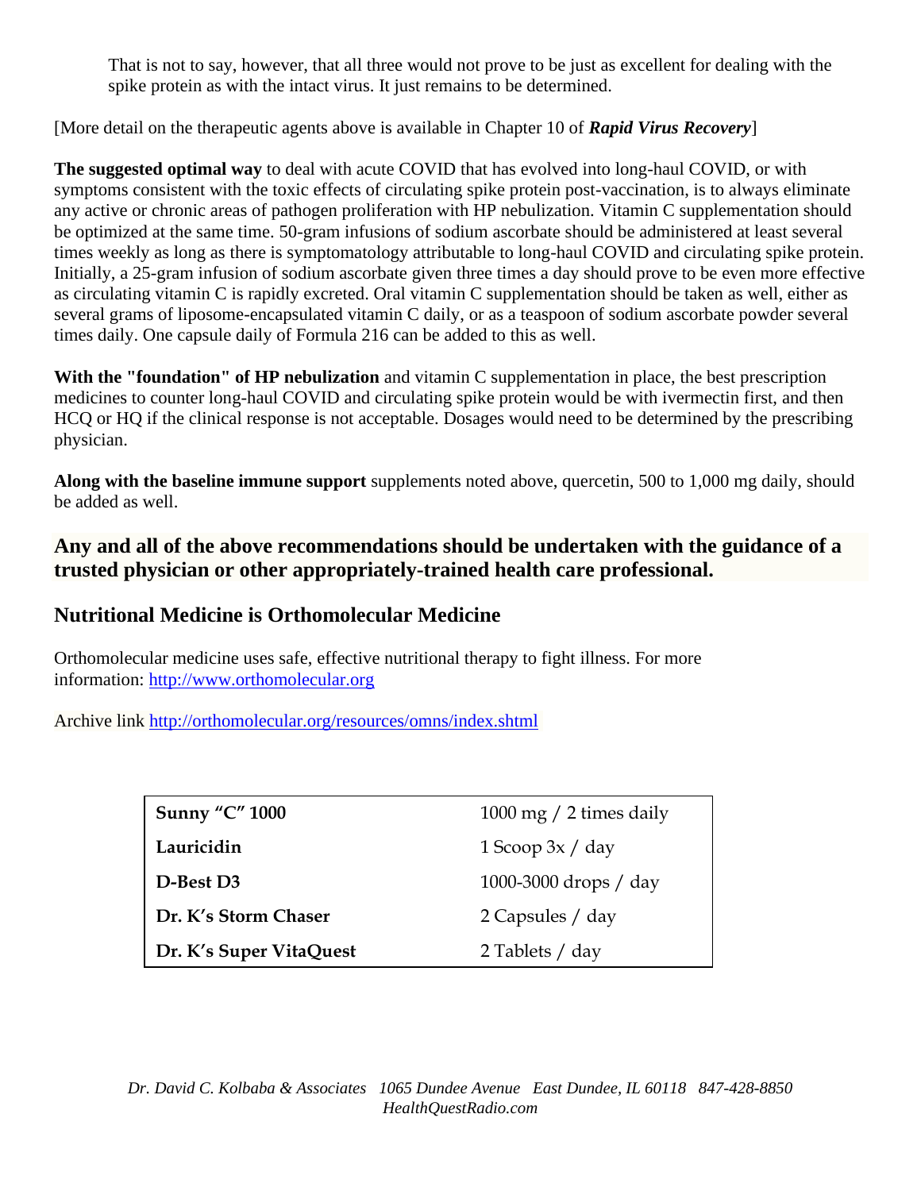That is not to say, however, that all three would not prove to be just as excellent for dealing with the spike protein as with the intact virus. It just remains to be determined.

[More detail on the therapeutic agents above is available in Chapter 10 of ***Rapid Virus Recovery***]

**The suggested optimal way** to deal with acute COVID that has evolved into long-haul COVID, or with symptoms consistent with the toxic effects of circulating spike protein post-vaccination, is to always eliminate any active or chronic areas of pathogen proliferation with HP nebulization. Vitamin C supplementation should be optimized at the same time. 50-gram infusions of sodium ascorbate should be administered at least several times weekly as long as there is symptomatology attributable to long-haul COVID and circulating spike protein. Initially, a 25-gram infusion of sodium ascorbate given three times a day should prove to be even more effective as circulating vitamin C is rapidly excreted. Oral vitamin C supplementation should be taken as well, either as several grams of liposome-encapsulated vitamin C daily, or as a teaspoon of sodium ascorbate powder several times daily. One capsule daily of Formula 216 can be added to this as well.

**With the "foundation" of HP nebulization** and vitamin C supplementation in place, the best prescription medicines to counter long-haul COVID and circulating spike protein would be with ivermectin first, and then HCQ or HQ if the clinical response is not acceptable. Dosages would need to be determined by the prescribing physician.

**Along with the baseline immune support** supplements noted above, quercetin, 500 to 1,000 mg daily, should be added as well.

### Any and all of the above recommendations should be undertaken with the guidance of a trusted physician or other appropriately-trained health care professional.

### Nutritional Medicine is Orthomolecular Medicine

Orthomolecular medicine uses safe, effective nutritional therapy to fight illness. For more information: http://www.orthomolecular.org

Archive link http://orthomolecular.org/resources/omns/index.shtml

| | |
|---|---|
| **Sunny "C" 1000** | 1000 mg / 2 times daily |
| **Lauricidin** | 1 Scoop 3x / day |
| **D-Best D3** | 1000-3000 drops / day |
| **Dr. K's Storm Chaser** | 2 Capsules / day |
| **Dr. K's Super VitaQuest** | 2 Tablets / day |

*Dr. David C. Kolbaba & Associates 1065 Dundee Avenue East Dundee, IL 60118 847-428-8850*
*HealthQuestRadio.com*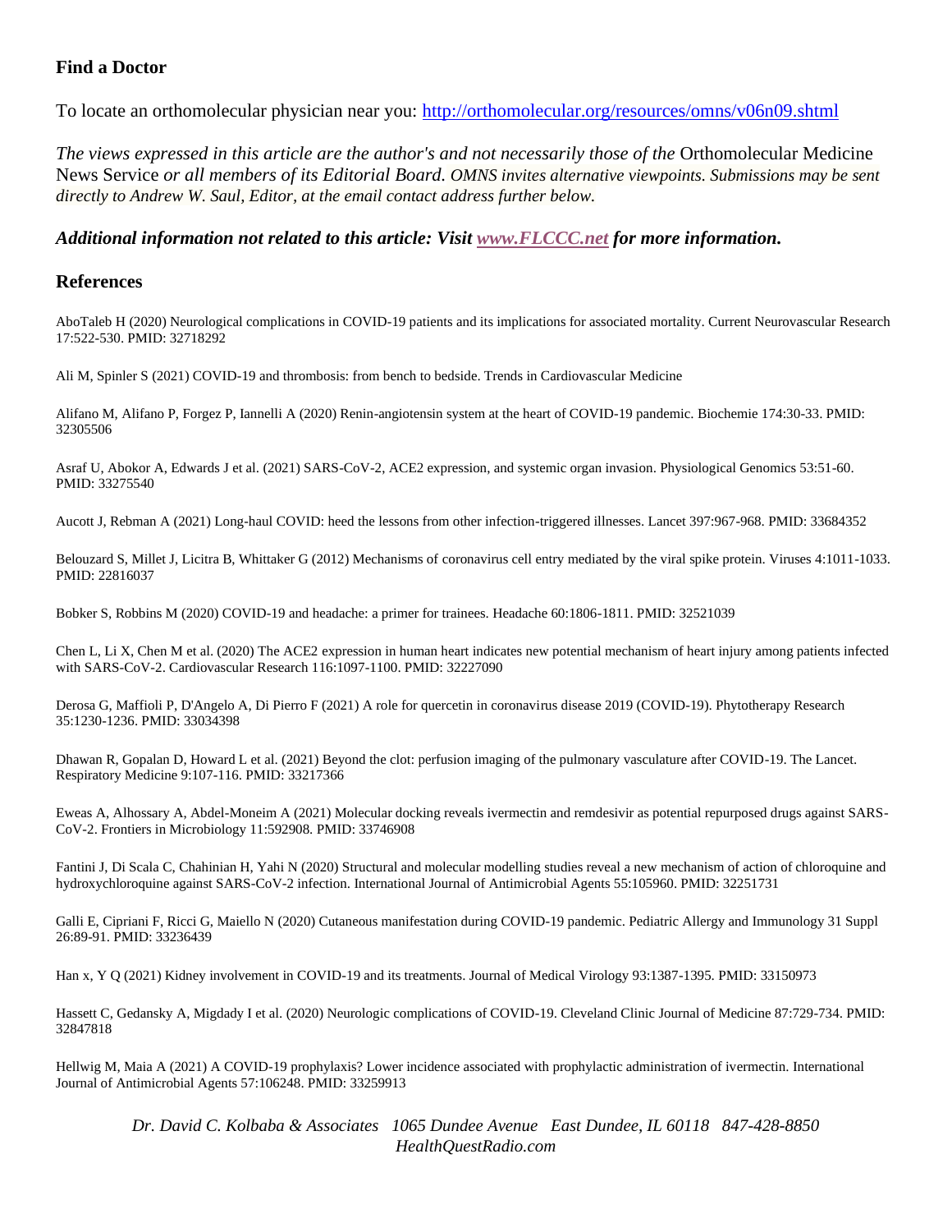## Find a Doctor

To locate an orthomolecular physician near you: [http://orthomolecular.org/resources/omns/v06n09.shtml](http://orthomolecular.org/resources/omns/v06n09.shtml)

*The views expressed in this article are the author's and not necessarily those of the* Orthomolecular Medicine News Service *or all members of its Editorial Board. OMNS invites alternative viewpoints. Submissions may be sent directly to Andrew W. Saul, Editor, at the email contact address further below.*

***Additional information not related to this article: Visit [www.FLCCC.net](http://www.FLCCC.net) for more information.***

## References

AboTaleb H (2020) Neurological complications in COVID-19 patients and its implications for associated mortality. Current Neurovascular Research 17:522-530. PMID: 32718292

Ali M, Spinler S (2021) COVID-19 and thrombosis: from bench to bedside. Trends in Cardiovascular Medicine

Alifano M, Alifano P, Forgez P, Iannelli A (2020) Renin-angiotensin system at the heart of COVID-19 pandemic. Biochemie 174:30-33. PMID: 32305506

Asraf U, Abokor A, Edwards J et al. (2021) SARS-CoV-2, ACE2 expression, and systemic organ invasion. Physiological Genomics 53:51-60. PMID: 33275540

Aucott J, Rebman A (2021) Long-haul COVID: heed the lessons from other infection-triggered illnesses. Lancet 397:967-968. PMID: 33684352

Belouzard S, Millet J, Licitra B, Whittaker G (2012) Mechanisms of coronavirus cell entry mediated by the viral spike protein. Viruses 4:1011-1033. PMID: 22816037

Bobker S, Robbins M (2020) COVID-19 and headache: a primer for trainees. Headache 60:1806-1811. PMID: 32521039

Chen L, Li X, Chen M et al. (2020) The ACE2 expression in human heart indicates new potential mechanism of heart injury among patients infected with SARS-CoV-2. Cardiovascular Research 116:1097-1100. PMID: 32227090

Derosa G, Maffioli P, D'Angelo A, Di Pierro F (2021) A role for quercetin in coronavirus disease 2019 (COVID-19). Phytotherapy Research 35:1230-1236. PMID: 33034398

Dhawan R, Gopalan D, Howard L et al. (2021) Beyond the clot: perfusion imaging of the pulmonary vasculature after COVID-19. The Lancet. Respiratory Medicine 9:107-116. PMID: 33217366

Eweas A, Alhossary A, Abdel-Moneim A (2021) Molecular docking reveals ivermectin and remdesivir as potential repurposed drugs against SARS-CoV-2. Frontiers in Microbiology 11:592908. PMID: 33746908

Fantini J, Di Scala C, Chahinian H, Yahi N (2020) Structural and molecular modelling studies reveal a new mechanism of action of chloroquine and hydroxychloroquine against SARS-CoV-2 infection. International Journal of Antimicrobial Agents 55:105960. PMID: 32251731

Galli E, Cipriani F, Ricci G, Maiello N (2020) Cutaneous manifestation during COVID-19 pandemic. Pediatric Allergy and Immunology 31 Suppl 26:89-91. PMID: 33236439

Han x, Y Q (2021) Kidney involvement in COVID-19 and its treatments. Journal of Medical Virology 93:1387-1395. PMID: 33150973

Hassett C, Gedansky A, Migdady I et al. (2020) Neurologic complications of COVID-19. Cleveland Clinic Journal of Medicine 87:729-734. PMID: 32847818

Hellwig M, Maia A (2021) A COVID-19 prophylaxis? Lower incidence associated with prophylactic administration of ivermectin. International Journal of Antimicrobial Agents 57:106248. PMID: 33259913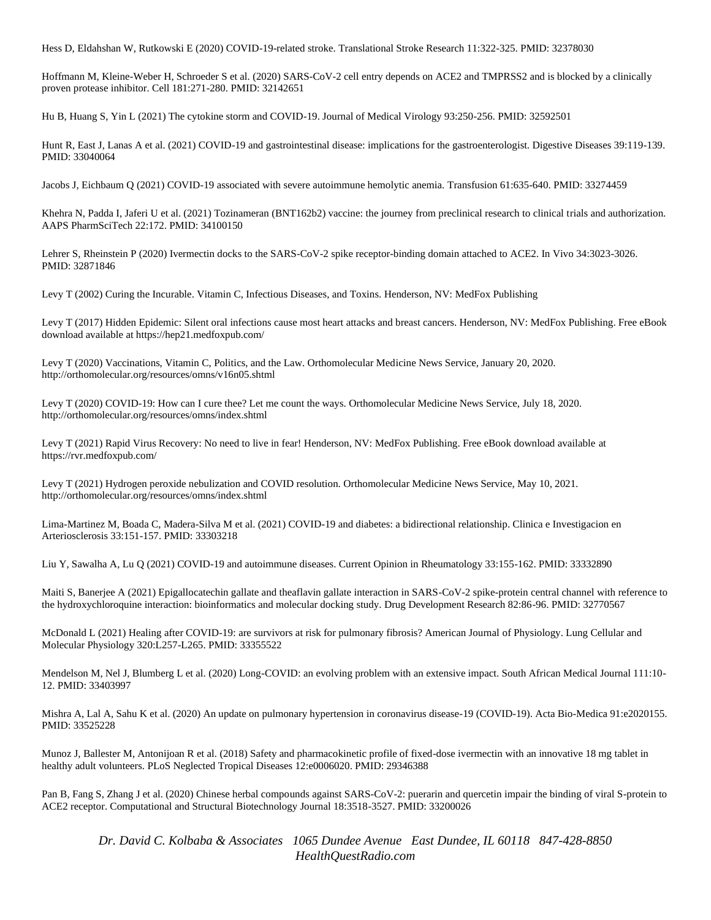Hess D, Eldahshan W, Rutkowski E (2020) COVID-19-related stroke. Translational Stroke Research 11:322-325. PMID: 32378030

Hoffmann M, Kleine-Weber H, Schroeder S et al. (2020) SARS-CoV-2 cell entry depends on ACE2 and TMPRSS2 and is blocked by a clinically proven protease inhibitor. Cell 181:271-280. PMID: 32142651

Hu B, Huang S, Yin L (2021) The cytokine storm and COVID-19. Journal of Medical Virology 93:250-256. PMID: 32592501

Hunt R, East J, Lanas A et al. (2021) COVID-19 and gastrointestinal disease: implications for the gastroenterologist. Digestive Diseases 39:119-139. PMID: 33040064

Jacobs J, Eichbaum Q (2021) COVID-19 associated with severe autoimmune hemolytic anemia. Transfusion 61:635-640. PMID: 33274459

Khehra N, Padda I, Jaferi U et al. (2021) Tozinameran (BNT162b2) vaccine: the journey from preclinical research to clinical trials and authorization. AAPS PharmSciTech 22:172. PMID: 34100150

Lehrer S, Rheinstein P (2020) Ivermectin docks to the SARS-CoV-2 spike receptor-binding domain attached to ACE2. In Vivo 34:3023-3026. PMID: 32871846

Levy T (2002) Curing the Incurable. Vitamin C, Infectious Diseases, and Toxins. Henderson, NV: MedFox Publishing

Levy T (2017) Hidden Epidemic: Silent oral infections cause most heart attacks and breast cancers. Henderson, NV: MedFox Publishing. Free eBook download available at https://hep21.medfoxpub.com/

Levy T (2020) Vaccinations, Vitamin C, Politics, and the Law. Orthomolecular Medicine News Service, January 20, 2020. http://orthomolecular.org/resources/omns/v16n05.shtml

Levy T (2020) COVID-19: How can I cure thee? Let me count the ways. Orthomolecular Medicine News Service, July 18, 2020. http://orthomolecular.org/resources/omns/index.shtml

Levy T (2021) Rapid Virus Recovery: No need to live in fear! Henderson, NV: MedFox Publishing. Free eBook download available at https://rvr.medfoxpub.com/

Levy T (2021) Hydrogen peroxide nebulization and COVID resolution. Orthomolecular Medicine News Service, May 10, 2021. http://orthomolecular.org/resources/omns/index.shtml

Lima-Martinez M, Boada C, Madera-Silva M et al. (2021) COVID-19 and diabetes: a bidirectional relationship. Clinica e Investigacion en Arteriosclerosis 33:151-157. PMID: 33303218

Liu Y, Sawalha A, Lu Q (2021) COVID-19 and autoimmune diseases. Current Opinion in Rheumatology 33:155-162. PMID: 33332890

Maiti S, Banerjee A (2021) Epigallocatechin gallate and theaflavin gallate interaction in SARS-CoV-2 spike-protein central channel with reference to the hydroxychloroquine interaction: bioinformatics and molecular docking study. Drug Development Research 82:86-96. PMID: 32770567

McDonald L (2021) Healing after COVID-19: are survivors at risk for pulmonary fibrosis? American Journal of Physiology. Lung Cellular and Molecular Physiology 320:L257-L265. PMID: 33355522

Mendelson M, Nel J, Blumberg L et al. (2020) Long-COVID: an evolving problem with an extensive impact. South African Medical Journal 111:10-12. PMID: 33403997

Mishra A, Lal A, Sahu K et al. (2020) An update on pulmonary hypertension in coronavirus disease-19 (COVID-19). Acta Bio-Medica 91:e2020155. PMID: 33525228

Munoz J, Ballester M, Antonijoan R et al. (2018) Safety and pharmacokinetic profile of fixed-dose ivermectin with an innovative 18 mg tablet in healthy adult volunteers. PLoS Neglected Tropical Diseases 12:e0006020. PMID: 29346388

Pan B, Fang S, Zhang J et al. (2020) Chinese herbal compounds against SARS-CoV-2: puerarin and quercetin impair the binding of viral S-protein to ACE2 receptor. Computational and Structural Biotechnology Journal 18:3518-3527. PMID: 33200026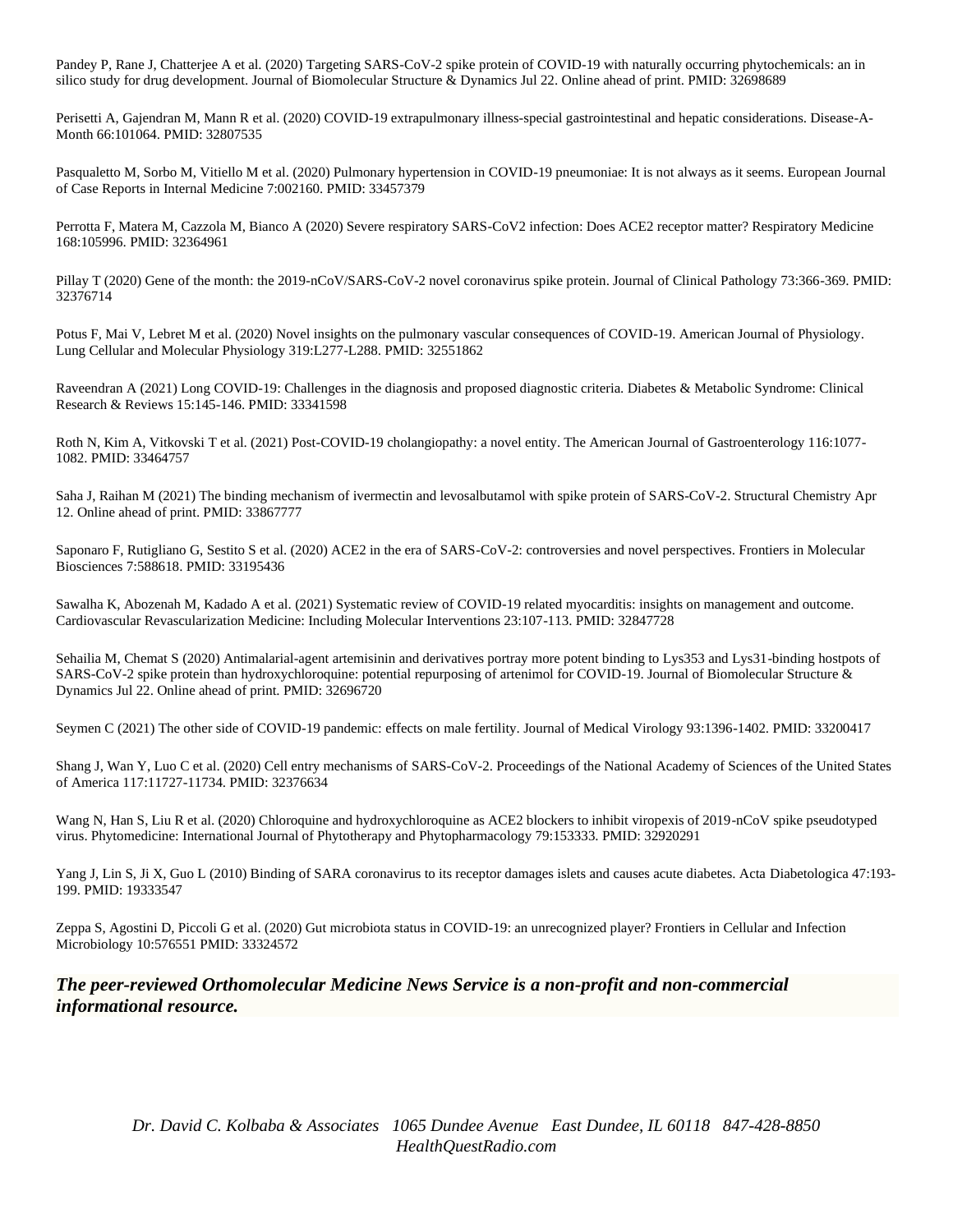Pandey P, Rane J, Chatterjee A et al. (2020) Targeting SARS-CoV-2 spike protein of COVID-19 with naturally occurring phytochemicals: an in silico study for drug development. Journal of Biomolecular Structure & Dynamics Jul 22. Online ahead of print. PMID: 32698689

Perisetti A, Gajendran M, Mann R et al. (2020) COVID-19 extrapulmonary illness-special gastrointestinal and hepatic considerations. Disease-A-Month 66:101064. PMID: 32807535

Pasqualetto M, Sorbo M, Vitiello M et al. (2020) Pulmonary hypertension in COVID-19 pneumoniae: It is not always as it seems. European Journal of Case Reports in Internal Medicine 7:002160. PMID: 33457379

Perrotta F, Matera M, Cazzola M, Bianco A (2020) Severe respiratory SARS-CoV2 infection: Does ACE2 receptor matter? Respiratory Medicine 168:105996. PMID: 32364961

Pillay T (2020) Gene of the month: the 2019-nCoV/SARS-CoV-2 novel coronavirus spike protein. Journal of Clinical Pathology 73:366-369. PMID: 32376714

Potus F, Mai V, Lebret M et al. (2020) Novel insights on the pulmonary vascular consequences of COVID-19. American Journal of Physiology. Lung Cellular and Molecular Physiology 319:L277-L288. PMID: 32551862

Raveendran A (2021) Long COVID-19: Challenges in the diagnosis and proposed diagnostic criteria. Diabetes & Metabolic Syndrome: Clinical Research & Reviews 15:145-146. PMID: 33341598

Roth N, Kim A, Vitkovski T et al. (2021) Post-COVID-19 cholangiopathy: a novel entity. The American Journal of Gastroenterology 116:1077-1082. PMID: 33464757

Saha J, Raihan M (2021) The binding mechanism of ivermectin and levosalbutamol with spike protein of SARS-CoV-2. Structural Chemistry Apr 12. Online ahead of print. PMID: 33867777

Saponaro F, Rutigliano G, Sestito S et al. (2020) ACE2 in the era of SARS-CoV-2: controversies and novel perspectives. Frontiers in Molecular Biosciences 7:588618. PMID: 33195436

Sawalha K, Abozenah M, Kadado A et al. (2021) Systematic review of COVID-19 related myocarditis: insights on management and outcome. Cardiovascular Revascularization Medicine: Including Molecular Interventions 23:107-113. PMID: 32847728

Sehailia M, Chemat S (2020) Antimalarial-agent artemisinin and derivatives portray more potent binding to Lys353 and Lys31-binding hostpots of SARS-CoV-2 spike protein than hydroxychloroquine: potential repurposing of artenimol for COVID-19. Journal of Biomolecular Structure & Dynamics Jul 22. Online ahead of print. PMID: 32696720

Seymen C (2021) The other side of COVID-19 pandemic: effects on male fertility. Journal of Medical Virology 93:1396-1402. PMID: 33200417

Shang J, Wan Y, Luo C et al. (2020) Cell entry mechanisms of SARS-CoV-2. Proceedings of the National Academy of Sciences of the United States of America 117:11727-11734. PMID: 32376634

Wang N, Han S, Liu R et al. (2020) Chloroquine and hydroxychloroquine as ACE2 blockers to inhibit viropexis of 2019-nCoV spike pseudotyped virus. Phytomedicine: International Journal of Phytotherapy and Phytopharmacology 79:153333. PMID: 32920291

Yang J, Lin S, Ji X, Guo L (2010) Binding of SARA coronavirus to its receptor damages islets and causes acute diabetes. Acta Diabetologica 47:193-199. PMID: 19333547

Zeppa S, Agostini D, Piccoli G et al. (2020) Gut microbiota status in COVID-19: an unrecognized player? Frontiers in Cellular and Infection Microbiology 10:576551 PMID: 33324572

***The peer-reviewed Orthomolecular Medicine News Service is a non-profit and non-commercial informational resource.***

*Dr. David C. Kolbaba & Associates 1065 Dundee Avenue East Dundee, IL 60118 847-428-8850 HealthQuestRadio.com*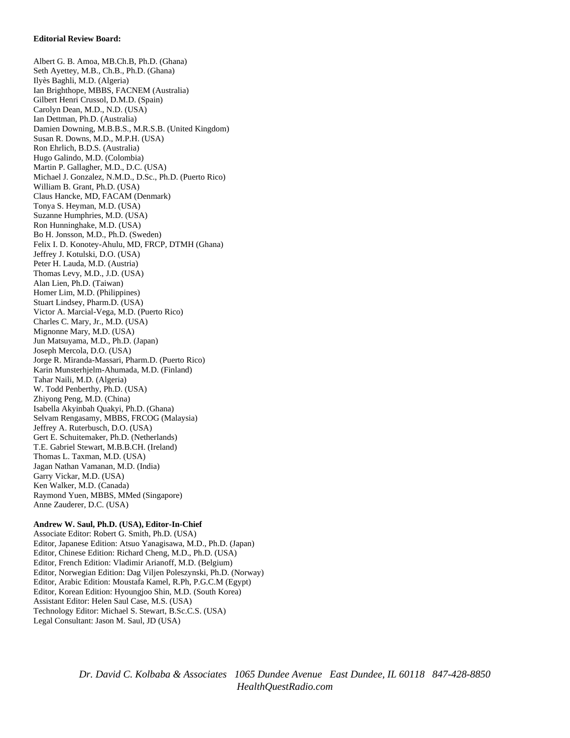**Editorial Review Board:**

Albert G. B. Amoa, MB.Ch.B, Ph.D. (Ghana)
Seth Ayettey, M.B., Ch.B., Ph.D. (Ghana)
Ilyès Baghli, M.D. (Algeria)
Ian Brighthope, MBBS, FACNEM (Australia)
Gilbert Henri Crussol, D.M.D. (Spain)
Carolyn Dean, M.D., N.D. (USA)
Ian Dettman, Ph.D. (Australia)
Damien Downing, M.B.B.S., M.R.S.B. (United Kingdom)
Susan R. Downs, M.D., M.P.H. (USA)
Ron Ehrlich, B.D.S. (Australia)
Hugo Galindo, M.D. (Colombia)
Martin P. Gallagher, M.D., D.C. (USA)
Michael J. Gonzalez, N.M.D., D.Sc., Ph.D. (Puerto Rico)
William B. Grant, Ph.D. (USA)
Claus Hancke, MD, FACAM (Denmark)
Tonya S. Heyman, M.D. (USA)
Suzanne Humphries, M.D. (USA)
Ron Hunninghake, M.D. (USA)
Bo H. Jonsson, M.D., Ph.D. (Sweden)
Felix I. D. Konotey-Ahulu, MD, FRCP, DTMH (Ghana)
Jeffrey J. Kotulski, D.O. (USA)
Peter H. Lauda, M.D. (Austria)
Thomas Levy, M.D., J.D. (USA)
Alan Lien, Ph.D. (Taiwan)
Homer Lim, M.D. (Philippines)
Stuart Lindsey, Pharm.D. (USA)
Victor A. Marcial-Vega, M.D. (Puerto Rico)
Charles C. Mary, Jr., M.D. (USA)
Mignonne Mary, M.D. (USA)
Jun Matsuyama, M.D., Ph.D. (Japan)
Joseph Mercola, D.O. (USA)
Jorge R. Miranda-Massari, Pharm.D. (Puerto Rico)
Karin Munsterhjelm-Ahumada, M.D. (Finland)
Tahar Naili, M.D. (Algeria)
W. Todd Penberthy, Ph.D. (USA)
Zhiyong Peng, M.D. (China)
Isabella Akyinbah Quakyi, Ph.D. (Ghana)
Selvam Rengasamy, MBBS, FRCOG (Malaysia)
Jeffrey A. Ruterbusch, D.O. (USA)
Gert E. Schuitemaker, Ph.D. (Netherlands)
T.E. Gabriel Stewart, M.B.B.CH. (Ireland)
Thomas L. Taxman, M.D. (USA)
Jagan Nathan Vamanan, M.D. (India)
Garry Vickar, M.D. (USA)
Ken Walker, M.D. (Canada)
Raymond Yuen, MBBS, MMed (Singapore)
Anne Zauderer, D.C. (USA)

**Andrew W. Saul, Ph.D. (USA), Editor-In-Chief**
Associate Editor: Robert G. Smith, Ph.D. (USA)
Editor, Japanese Edition: Atsuo Yanagisawa, M.D., Ph.D. (Japan)
Editor, Chinese Edition: Richard Cheng, M.D., Ph.D. (USA)
Editor, French Edition: Vladimir Arianoff, M.D. (Belgium)
Editor, Norwegian Edition: Dag Viljen Poleszynski, Ph.D. (Norway)
Editor, Arabic Edition: Moustafa Kamel, R.Ph, P.G.C.M (Egypt)
Editor, Korean Edition: Hyoungjoo Shin, M.D. (South Korea)
Assistant Editor: Helen Saul Case, M.S. (USA)
Technology Editor: Michael S. Stewart, B.Sc.C.S. (USA)
Legal Consultant: Jason M. Saul, JD (USA)

*Dr. David C. Kolbaba & Associates 1065 Dundee Avenue East Dundee, IL 60118 847-428-8850*
*HealthQuestRadio.com*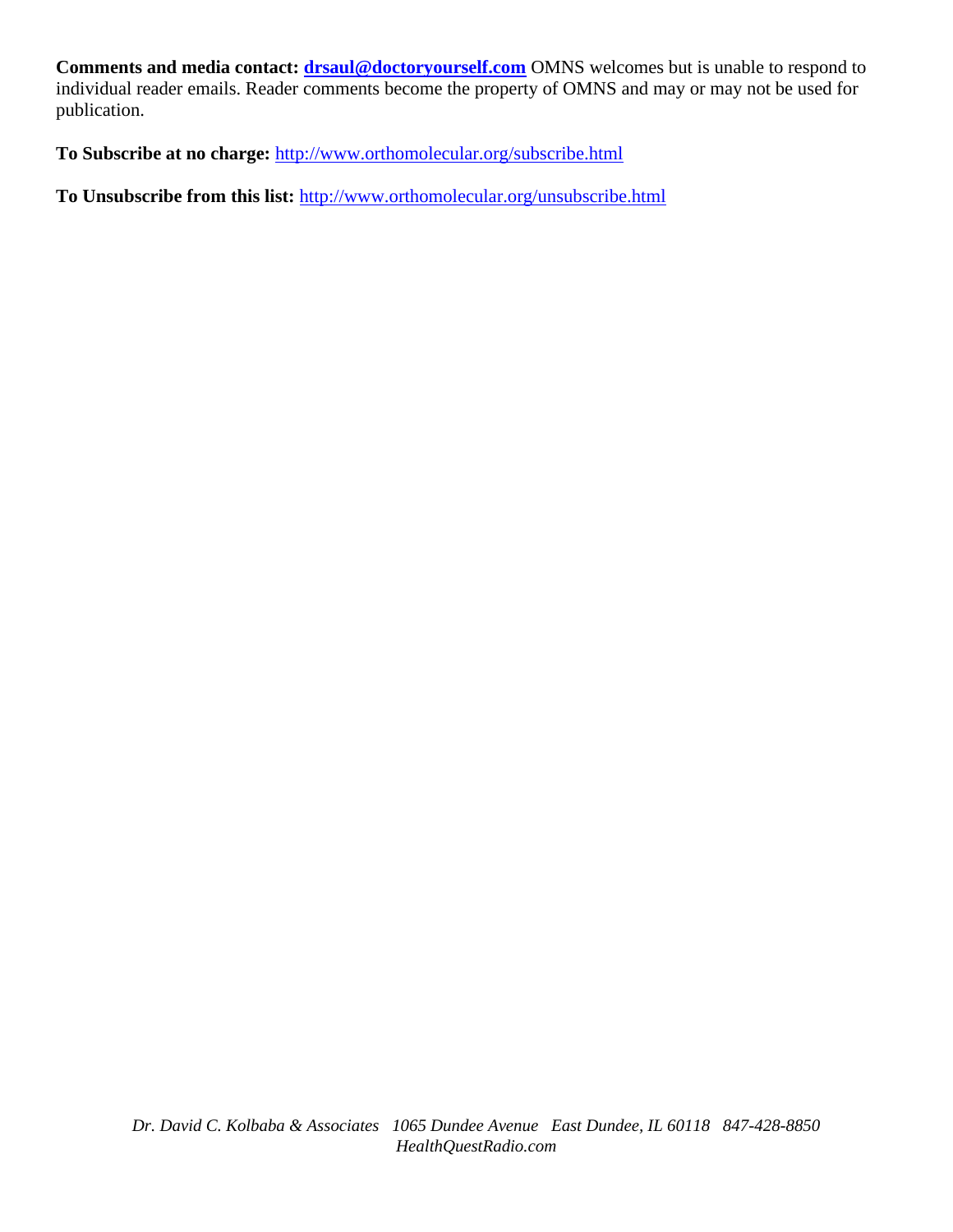**Comments and media contact:** **[drsaul@doctoryourself.com](mailto:drsaul@doctoryourself.com)** OMNS welcomes but is unable to respond to individual reader emails. Reader comments become the property of OMNS and may or may not be used for publication.

**To Subscribe at no charge:** [http://www.orthomolecular.org/subscribe.html](http://www.orthomolecular.org/subscribe.html)

**To Unsubscribe from this list:** [http://www.orthomolecular.org/unsubscribe.html](http://www.orthomolecular.org/unsubscribe.html)